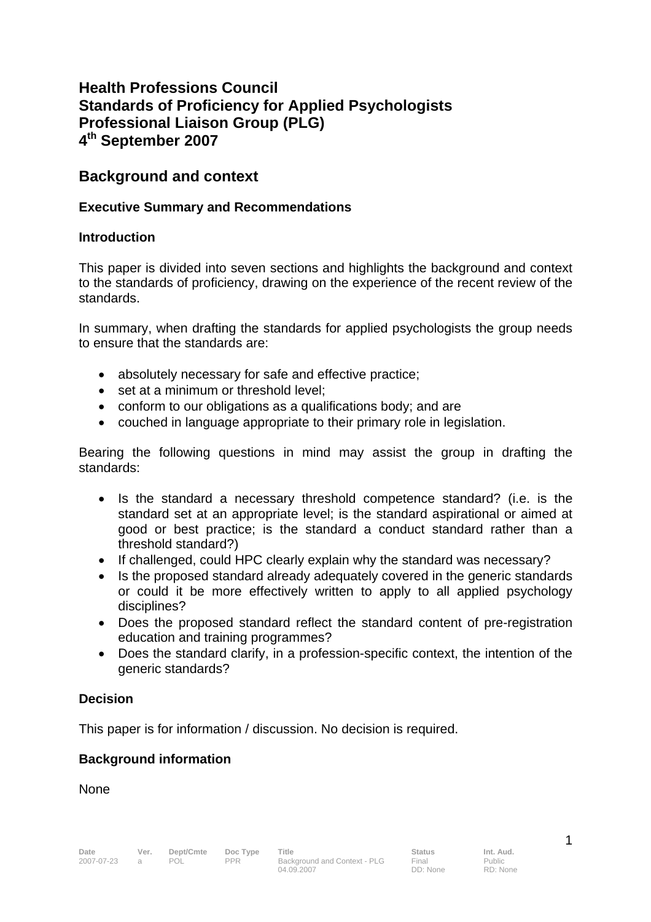# Health Professions Council
# Standards of Proficiency for Applied Psychologists
# Professional Liaison Group (PLG)
# 4th September 2007

## Background and context

### Executive Summary and Recommendations

### Introduction

This paper is divided into seven sections and highlights the background and context to the standards of proficiency, drawing on the experience of the recent review of the standards.

In summary, when drafting the standards for applied psychologists the group needs to ensure that the standards are:

- absolutely necessary for safe and effective practice;
- set at a minimum or threshold level;
- conform to our obligations as a qualifications body; and are
- couched in language appropriate to their primary role in legislation.

Bearing the following questions in mind may assist the group in drafting the standards:

- Is the standard a necessary threshold competence standard? (i.e. is the standard set at an appropriate level; is the standard aspirational or aimed at good or best practice; is the standard a conduct standard rather than a threshold standard?)
- If challenged, could HPC clearly explain why the standard was necessary?
- Is the proposed standard already adequately covered in the generic standards or could it be more effectively written to apply to all applied psychology disciplines?
- Does the proposed standard reflect the standard content of pre-registration education and training programmes?
- Does the standard clarify, in a profession-specific context, the intention of the generic standards?

### Decision

This paper is for information / discussion. No decision is required.

### Background information

None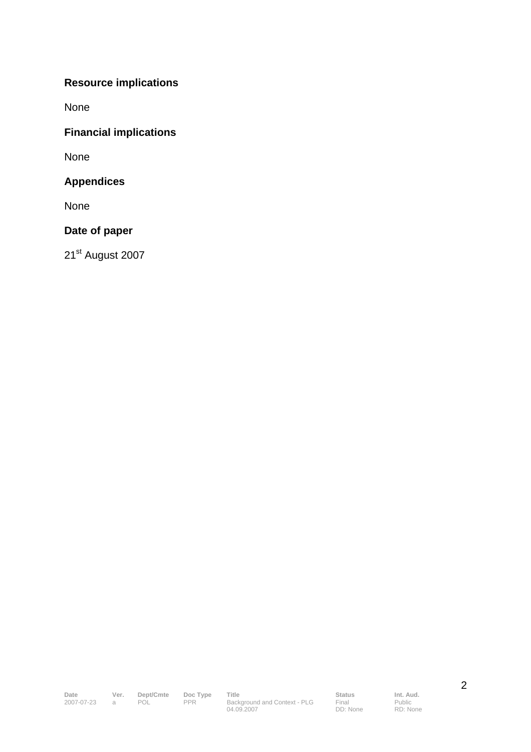**Resource implications**

None

**Financial implications**

None

**Appendices**

None

**Date of paper**

21st August 2007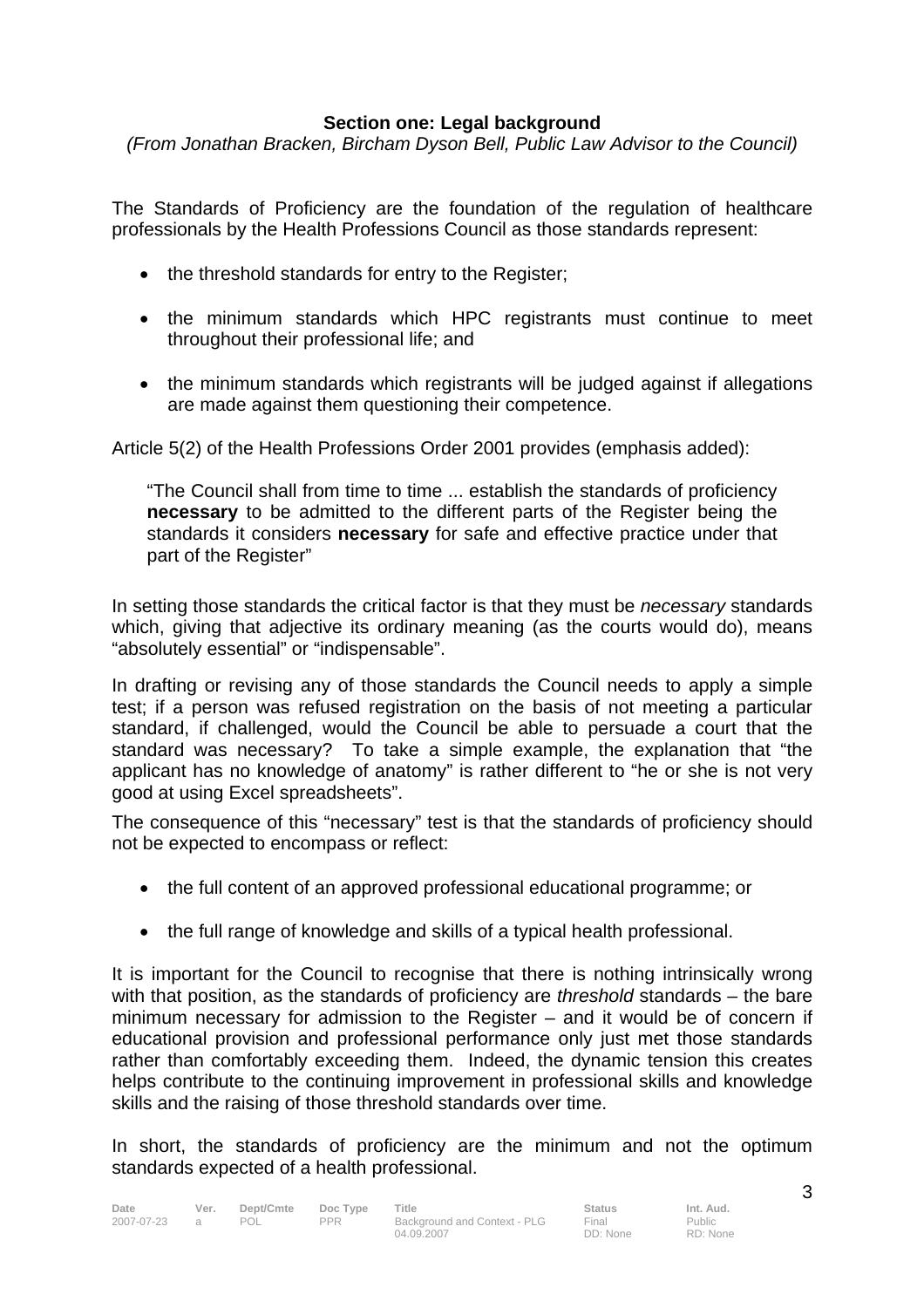## Section one: Legal background

*(From Jonathan Bracken, Bircham Dyson Bell, Public Law Advisor to the Council)*

The Standards of Proficiency are the foundation of the regulation of healthcare professionals by the Health Professions Council as those standards represent:

- the threshold standards for entry to the Register;
- the minimum standards which HPC registrants must continue to meet throughout their professional life; and
- the minimum standards which registrants will be judged against if allegations are made against them questioning their competence.

Article 5(2) of the Health Professions Order 2001 provides (emphasis added):

> "The Council shall from time to time ... establish the standards of proficiency **necessary** to be admitted to the different parts of the Register being the standards it considers **necessary** for safe and effective practice under that part of the Register"

In setting those standards the critical factor is that they must be *necessary* standards which, giving that adjective its ordinary meaning (as the courts would do), means "absolutely essential" or "indispensable".

In drafting or revising any of those standards the Council needs to apply a simple test; if a person was refused registration on the basis of not meeting a particular standard, if challenged, would the Council be able to persuade a court that the standard was necessary? To take a simple example, the explanation that "the applicant has no knowledge of anatomy" is rather different to "he or she is not very good at using Excel spreadsheets".

The consequence of this "necessary" test is that the standards of proficiency should not be expected to encompass or reflect:

- the full content of an approved professional educational programme; or
- the full range of knowledge and skills of a typical health professional.

It is important for the Council to recognise that there is nothing intrinsically wrong with that position, as the standards of proficiency are *threshold* standards – the bare minimum necessary for admission to the Register – and it would be of concern if educational provision and professional performance only just met those standards rather than comfortably exceeding them. Indeed, the dynamic tension this creates helps contribute to the continuing improvement in professional skills and knowledge skills and the raising of those threshold standards over time.

In short, the standards of proficiency are the minimum and not the optimum standards expected of a health professional.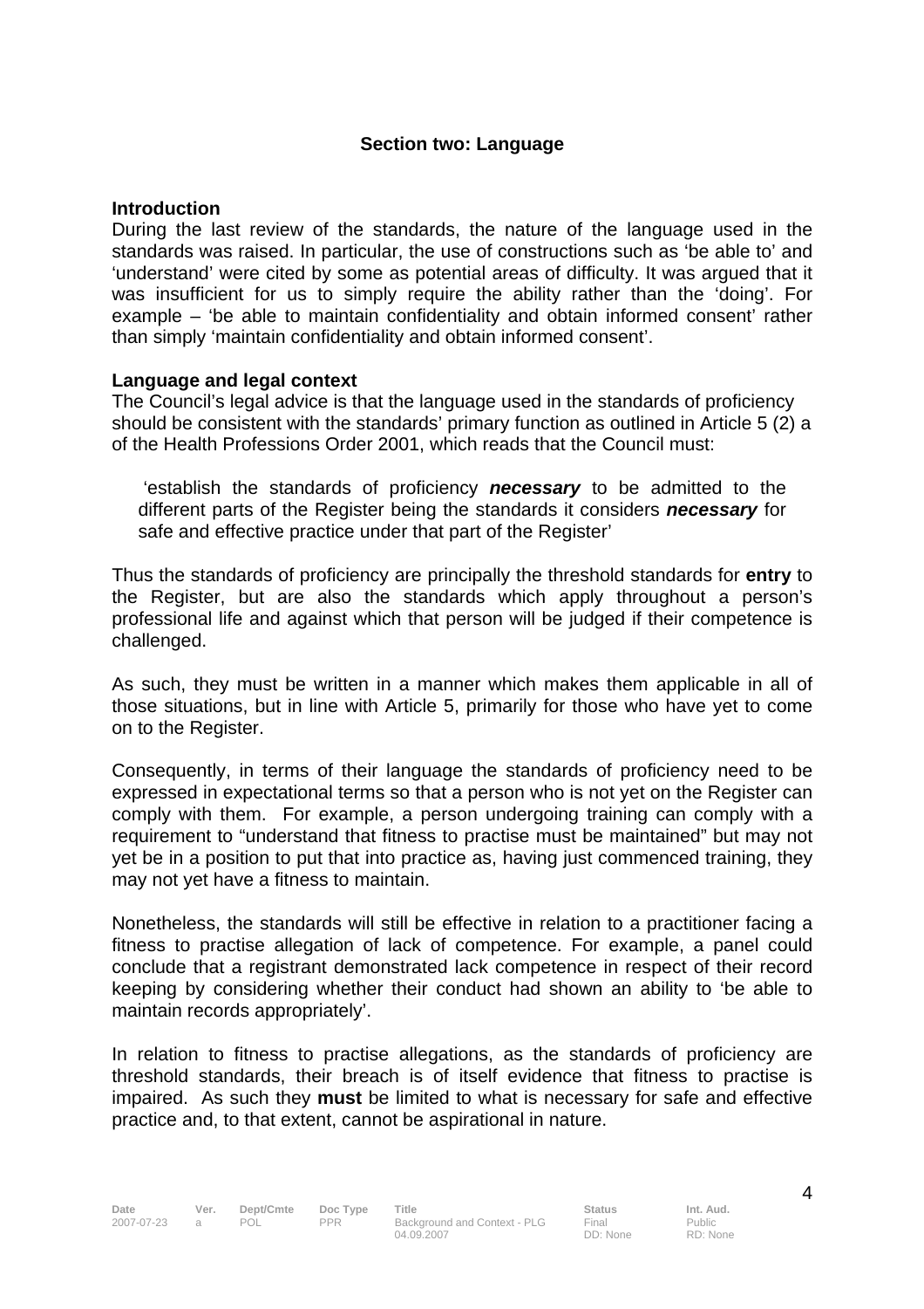## Section two: Language

### Introduction

During the last review of the standards, the nature of the language used in the standards was raised. In particular, the use of constructions such as 'be able to' and 'understand' were cited by some as potential areas of difficulty. It was argued that it was insufficient for us to simply require the ability rather than the 'doing'. For example – 'be able to maintain confidentiality and obtain informed consent' rather than simply 'maintain confidentiality and obtain informed consent'.

### Language and legal context

The Council's legal advice is that the language used in the standards of proficiency should be consistent with the standards' primary function as outlined in Article 5 (2) a of the Health Professions Order 2001, which reads that the Council must:

> 'establish the standards of proficiency ***necessary*** to be admitted to the different parts of the Register being the standards it considers ***necessary*** for safe and effective practice under that part of the Register'

Thus the standards of proficiency are principally the threshold standards for **entry** to the Register, but are also the standards which apply throughout a person's professional life and against which that person will be judged if their competence is challenged.

As such, they must be written in a manner which makes them applicable in all of those situations, but in line with Article 5, primarily for those who have yet to come on to the Register.

Consequently, in terms of their language the standards of proficiency need to be expressed in expectational terms so that a person who is not yet on the Register can comply with them. For example, a person undergoing training can comply with a requirement to "understand that fitness to practise must be maintained" but may not yet be in a position to put that into practice as, having just commenced training, they may not yet have a fitness to maintain.

Nonetheless, the standards will still be effective in relation to a practitioner facing a fitness to practise allegation of lack of competence. For example, a panel could conclude that a registrant demonstrated lack competence in respect of their record keeping by considering whether their conduct had shown an ability to 'be able to maintain records appropriately'.

In relation to fitness to practise allegations, as the standards of proficiency are threshold standards, their breach is of itself evidence that fitness to practise is impaired. As such they **must** be limited to what is necessary for safe and effective practice and, to that extent, cannot be aspirational in nature.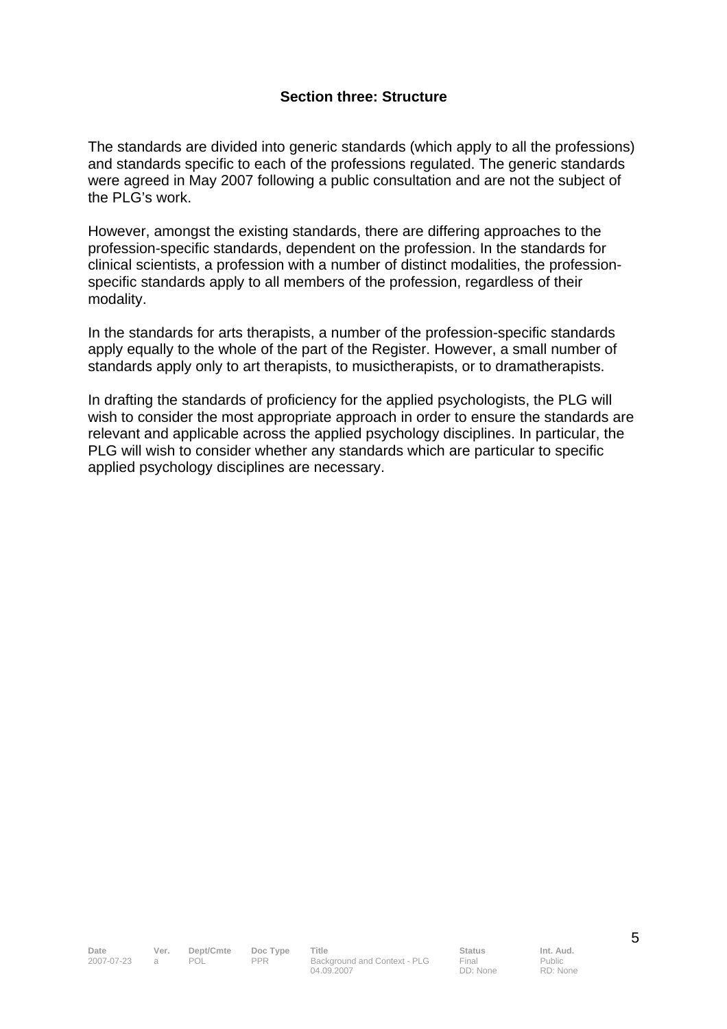## Section three: Structure

The standards are divided into generic standards (which apply to all the professions) and standards specific to each of the professions regulated. The generic standards were agreed in May 2007 following a public consultation and are not the subject of the PLG's work.

However, amongst the existing standards, there are differing approaches to the profession-specific standards, dependent on the profession. In the standards for clinical scientists, a profession with a number of distinct modalities, the profession-specific standards apply to all members of the profession, regardless of their modality.

In the standards for arts therapists, a number of the profession-specific standards apply equally to the whole of the part of the Register. However, a small number of standards apply only to art therapists, to musictherapists, or to dramatherapists.

In drafting the standards of proficiency for the applied psychologists, the PLG will wish to consider the most appropriate approach in order to ensure the standards are relevant and applicable across the applied psychology disciplines. In particular, the PLG will wish to consider whether any standards which are particular to specific applied psychology disciplines are necessary.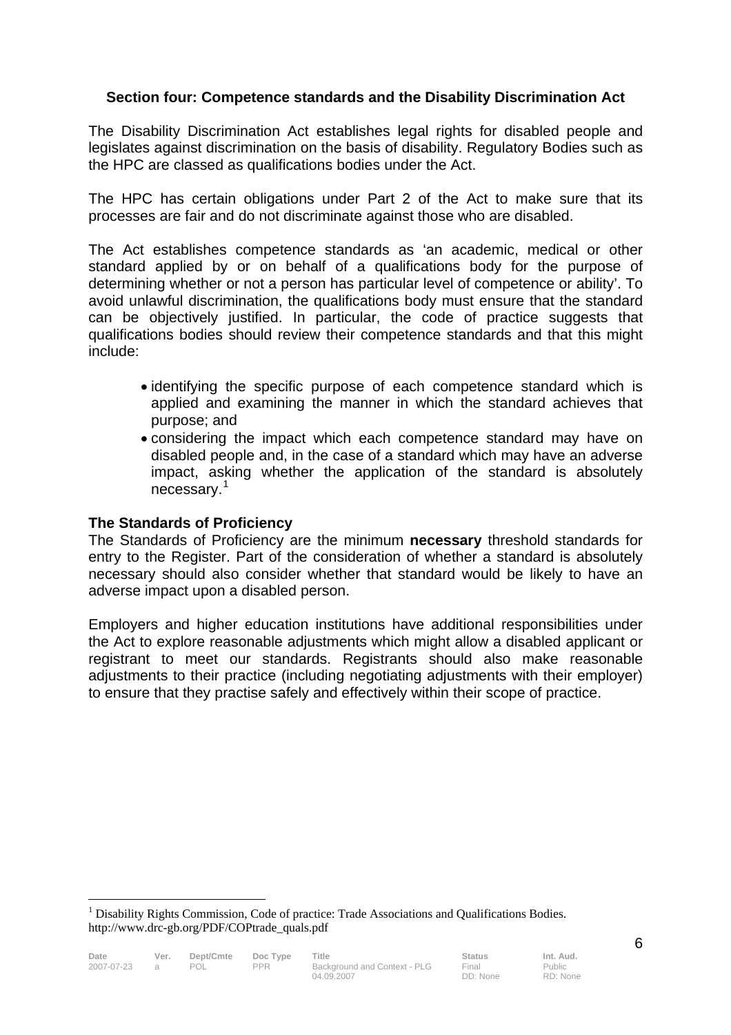## Section four: Competence standards and the Disability Discrimination Act

The Disability Discrimination Act establishes legal rights for disabled people and legislates against discrimination on the basis of disability. Regulatory Bodies such as the HPC are classed as qualifications bodies under the Act.

The HPC has certain obligations under Part 2 of the Act to make sure that its processes are fair and do not discriminate against those who are disabled.

The Act establishes competence standards as 'an academic, medical or other standard applied by or on behalf of a qualifications body for the purpose of determining whether or not a person has particular level of competence or ability'. To avoid unlawful discrimination, the qualifications body must ensure that the standard can be objectively justified. In particular, the code of practice suggests that qualifications bodies should review their competence standards and that this might include:

- identifying the specific purpose of each competence standard which is applied and examining the manner in which the standard achieves that purpose; and
- considering the impact which each competence standard may have on disabled people and, in the case of a standard which may have an adverse impact, asking whether the application of the standard is absolutely necessary.[1]

### The Standards of Proficiency

The Standards of Proficiency are the minimum **necessary** threshold standards for entry to the Register. Part of the consideration of whether a standard is absolutely necessary should also consider whether that standard would be likely to have an adverse impact upon a disabled person.

Employers and higher education institutions have additional responsibilities under the Act to explore reasonable adjustments which might allow a disabled applicant or registrant to meet our standards. Registrants should also make reasonable adjustments to their practice (including negotiating adjustments with their employer) to ensure that they practise safely and effectively within their scope of practice.

---

[1] Disability Rights Commission, Code of practice: Trade Associations and Qualifications Bodies. http://www.drc-gb.org/PDF/COPtrade_quals.pdf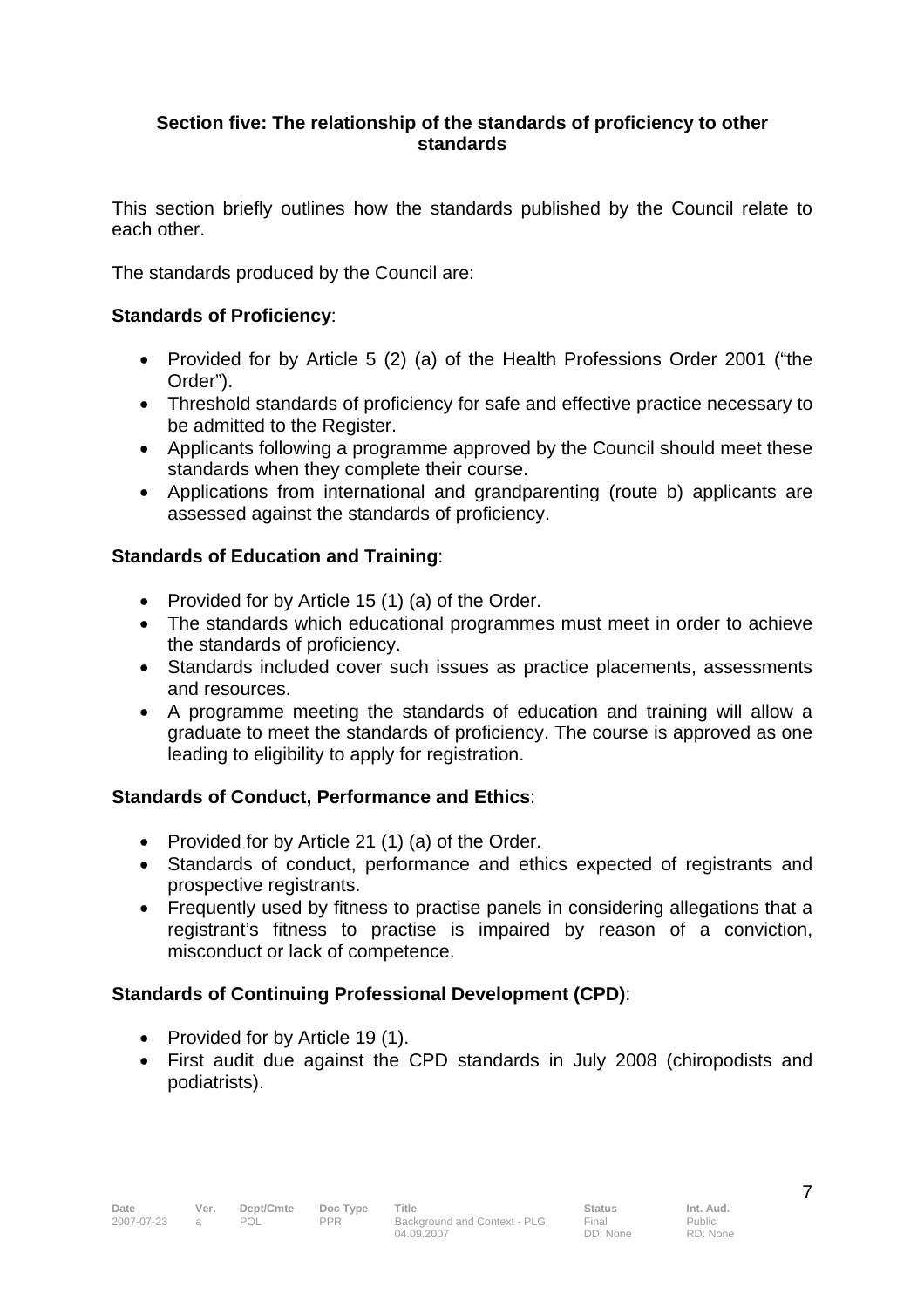## Section five: The relationship of the standards of proficiency to other standards

This section briefly outlines how the standards published by the Council relate to each other.

The standards produced by the Council are:

**Standards of Proficiency**:

- Provided for by Article 5 (2) (a) of the Health Professions Order 2001 ("the Order").
- Threshold standards of proficiency for safe and effective practice necessary to be admitted to the Register.
- Applicants following a programme approved by the Council should meet these standards when they complete their course.
- Applications from international and grandparenting (route b) applicants are assessed against the standards of proficiency.

**Standards of Education and Training**:

- Provided for by Article 15 (1) (a) of the Order.
- The standards which educational programmes must meet in order to achieve the standards of proficiency.
- Standards included cover such issues as practice placements, assessments and resources.
- A programme meeting the standards of education and training will allow a graduate to meet the standards of proficiency. The course is approved as one leading to eligibility to apply for registration.

**Standards of Conduct, Performance and Ethics**:

- Provided for by Article 21 (1) (a) of the Order.
- Standards of conduct, performance and ethics expected of registrants and prospective registrants.
- Frequently used by fitness to practise panels in considering allegations that a registrant's fitness to practise is impaired by reason of a conviction, misconduct or lack of competence.

**Standards of Continuing Professional Development (CPD)**:

- Provided for by Article 19 (1).
- First audit due against the CPD standards in July 2008 (chiropodists and podiatrists).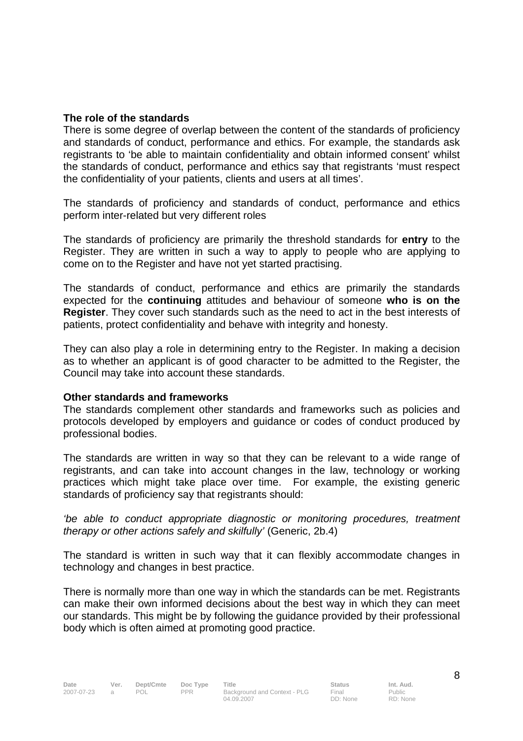**The role of the standards**

There is some degree of overlap between the content of the standards of proficiency and standards of conduct, performance and ethics. For example, the standards ask registrants to 'be able to maintain confidentiality and obtain informed consent' whilst the standards of conduct, performance and ethics say that registrants 'must respect the confidentiality of your patients, clients and users at all times'.

The standards of proficiency and standards of conduct, performance and ethics perform inter-related but very different roles

The standards of proficiency are primarily the threshold standards for **entry** to the Register. They are written in such a way to apply to people who are applying to come on to the Register and have not yet started practising.

The standards of conduct, performance and ethics are primarily the standards expected for the **continuing** attitudes and behaviour of someone **who is on the Register**. They cover such standards such as the need to act in the best interests of patients, protect confidentiality and behave with integrity and honesty.

They can also play a role in determining entry to the Register. In making a decision as to whether an applicant is of good character to be admitted to the Register, the Council may take into account these standards.

**Other standards and frameworks**

The standards complement other standards and frameworks such as policies and protocols developed by employers and guidance or codes of conduct produced by professional bodies.

The standards are written in way so that they can be relevant to a wide range of registrants, and can take into account changes in the law, technology or working practices which might take place over time. For example, the existing generic standards of proficiency say that registrants should:

*'be able to conduct appropriate diagnostic or monitoring procedures, treatment therapy or other actions safely and skilfully'* (Generic, 2b.4)

The standard is written in such way that it can flexibly accommodate changes in technology and changes in best practice.

There is normally more than one way in which the standards can be met. Registrants can make their own informed decisions about the best way in which they can meet our standards. This might be by following the guidance provided by their professional body which is often aimed at promoting good practice.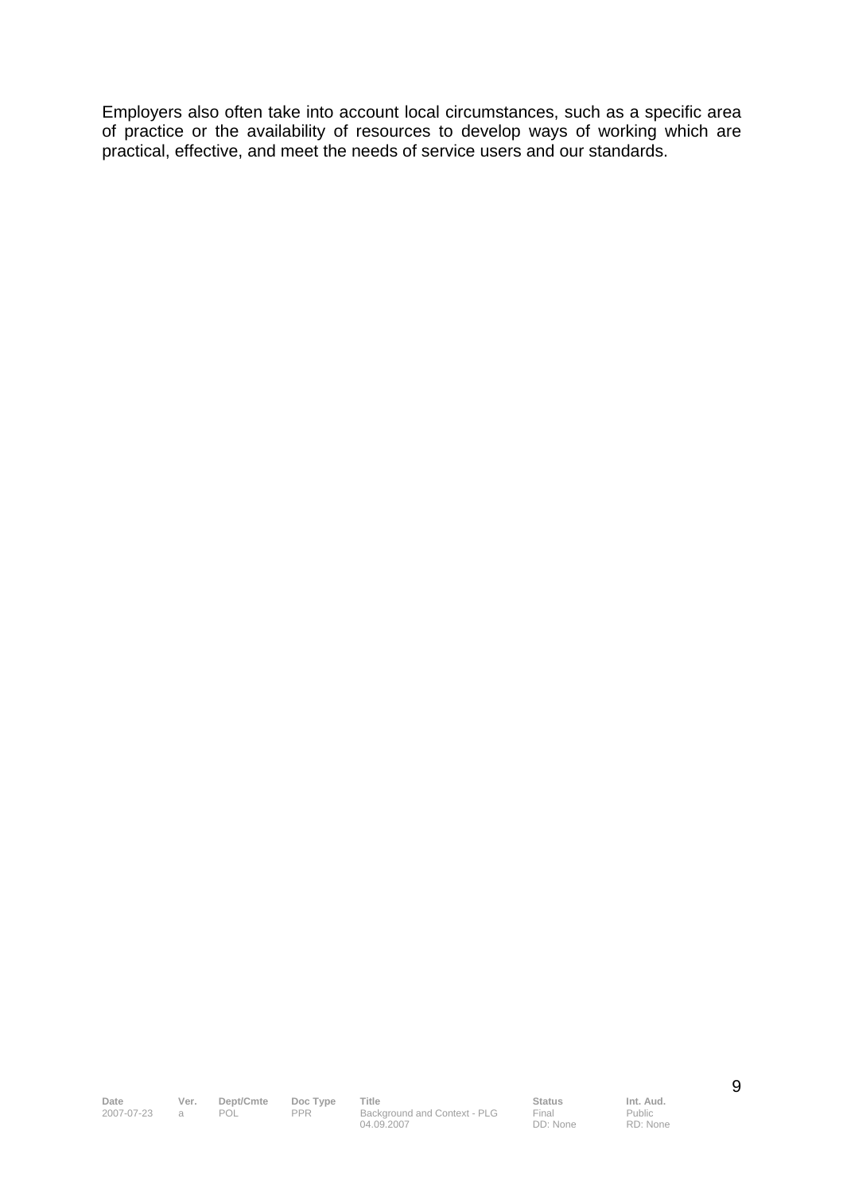Employers also often take into account local circumstances, such as a specific area of practice or the availability of resources to develop ways of working which are practical, effective, and meet the needs of service users and our standards.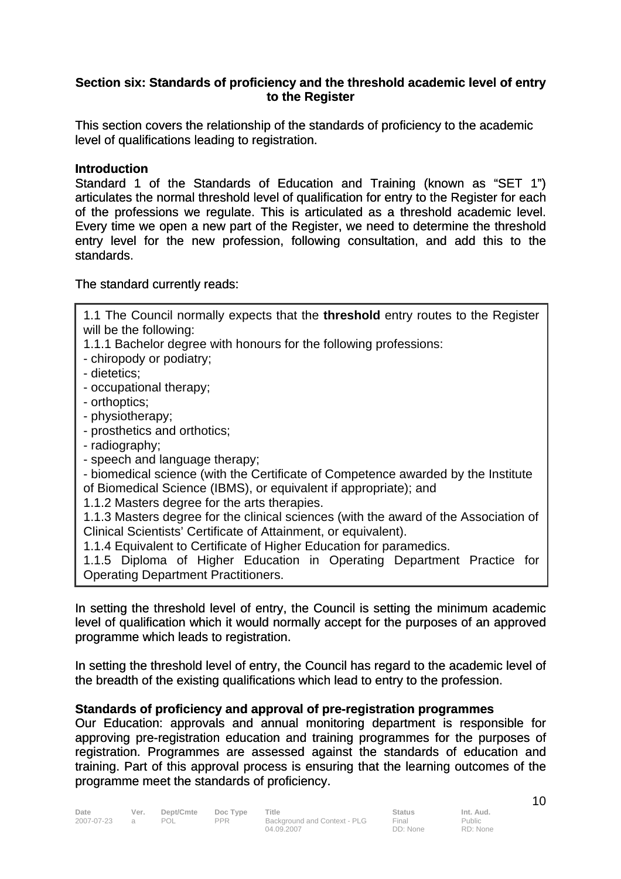## Section six: Standards of proficiency and the threshold academic level of entry to the Register

This section covers the relationship of the standards of proficiency to the academic level of qualifications leading to registration.

### Introduction

Standard 1 of the Standards of Education and Training (known as "SET 1") articulates the normal threshold level of qualification for entry to the Register for each of the professions we regulate. This is articulated as a threshold academic level. Every time we open a new part of the Register, we need to determine the threshold entry level for the new profession, following consultation, and add this to the standards.

The standard currently reads:

> 1.1 The Council normally expects that the **threshold** entry routes to the Register will be the following:
> 1.1.1 Bachelor degree with honours for the following professions:
> - chiropody or podiatry;
> - dietetics;
> - occupational therapy;
> - orthoptics;
> - physiotherapy;
> - prosthetics and orthotics;
> - radiography;
> - speech and language therapy;
> - biomedical science (with the Certificate of Competence awarded by the Institute of Biomedical Science (IBMS), or equivalent if appropriate); and
>
> 1.1.2 Masters degree for the arts therapies.
> 1.1.3 Masters degree for the clinical sciences (with the award of the Association of Clinical Scientists' Certificate of Attainment, or equivalent).
> 1.1.4 Equivalent to Certificate of Higher Education for paramedics.
> 1.1.5 Diploma of Higher Education in Operating Department Practice for Operating Department Practitioners.

In setting the threshold level of entry, the Council is setting the minimum academic level of qualification which it would normally accept for the purposes of an approved programme which leads to registration.

In setting the threshold level of entry, the Council has regard to the academic level of the breadth of the existing qualifications which lead to entry to the profession.

### Standards of proficiency and approval of pre-registration programmes

Our Education: approvals and annual monitoring department is responsible for approving pre-registration education and training programmes for the purposes of registration. Programmes are assessed against the standards of education and training. Part of this approval process is ensuring that the learning outcomes of the programme meet the standards of proficiency.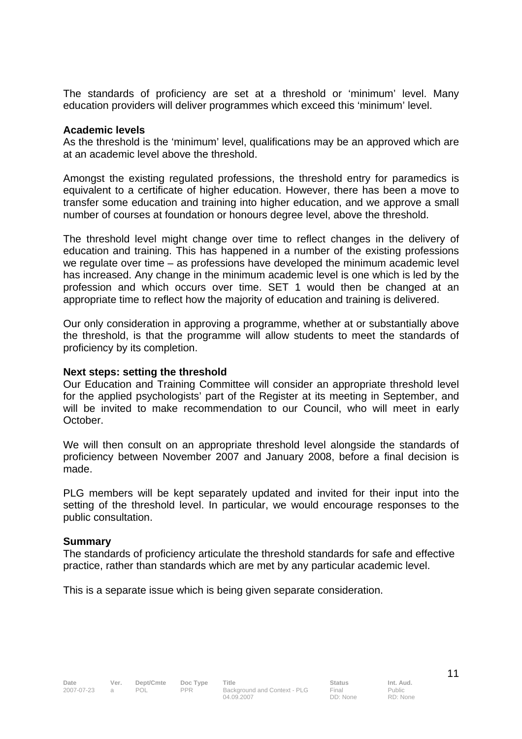The standards of proficiency are set at a threshold or 'minimum' level. Many education providers will deliver programmes which exceed this 'minimum' level.

**Academic levels**

As the threshold is the 'minimum' level, qualifications may be an approved which are at an academic level above the threshold.

Amongst the existing regulated professions, the threshold entry for paramedics is equivalent to a certificate of higher education. However, there has been a move to transfer some education and training into higher education, and we approve a small number of courses at foundation or honours degree level, above the threshold.

The threshold level might change over time to reflect changes in the delivery of education and training. This has happened in a number of the existing professions we regulate over time – as professions have developed the minimum academic level has increased. Any change in the minimum academic level is one which is led by the profession and which occurs over time. SET 1 would then be changed at an appropriate time to reflect how the majority of education and training is delivered.

Our only consideration in approving a programme, whether at or substantially above the threshold, is that the programme will allow students to meet the standards of proficiency by its completion.

**Next steps: setting the threshold**

Our Education and Training Committee will consider an appropriate threshold level for the applied psychologists' part of the Register at its meeting in September, and will be invited to make recommendation to our Council, who will meet in early October.

We will then consult on an appropriate threshold level alongside the standards of proficiency between November 2007 and January 2008, before a final decision is made.

PLG members will be kept separately updated and invited for their input into the setting of the threshold level. In particular, we would encourage responses to the public consultation.

**Summary**

The standards of proficiency articulate the threshold standards for safe and effective practice, rather than standards which are met by any particular academic level.

This is a separate issue which is being given separate consideration.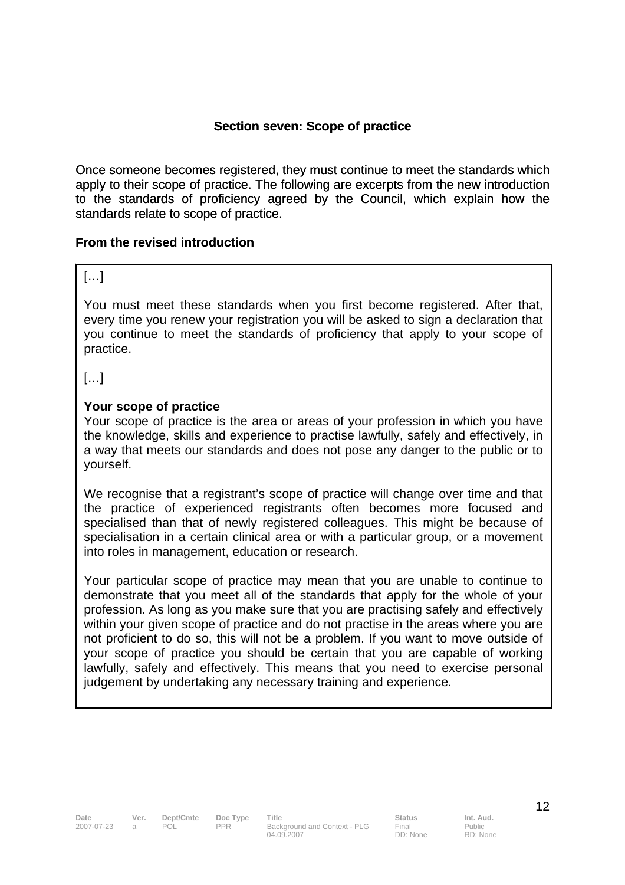## Section seven: Scope of practice

Once someone becomes registered, they must continue to meet the standards which apply to their scope of practice. The following are excerpts from the new introduction to the standards of proficiency agreed by the Council, which explain how the standards relate to scope of practice.

### From the revised introduction

[…]

You must meet these standards when you first become registered. After that, every time you renew your registration you will be asked to sign a declaration that you continue to meet the standards of proficiency that apply to your scope of practice.

[…]

**Your scope of practice**

Your scope of practice is the area or areas of your profession in which you have the knowledge, skills and experience to practise lawfully, safely and effectively, in a way that meets our standards and does not pose any danger to the public or to yourself.

We recognise that a registrant's scope of practice will change over time and that the practice of experienced registrants often becomes more focused and specialised than that of newly registered colleagues. This might be because of specialisation in a certain clinical area or with a particular group, or a movement into roles in management, education or research.

Your particular scope of practice may mean that you are unable to continue to demonstrate that you meet all of the standards that apply for the whole of your profession. As long as you make sure that you are practising safely and effectively within your given scope of practice and do not practise in the areas where you are not proficient to do so, this will not be a problem. If you want to move outside of your scope of practice you should be certain that you are capable of working lawfully, safely and effectively. This means that you need to exercise personal judgement by undertaking any necessary training and experience.